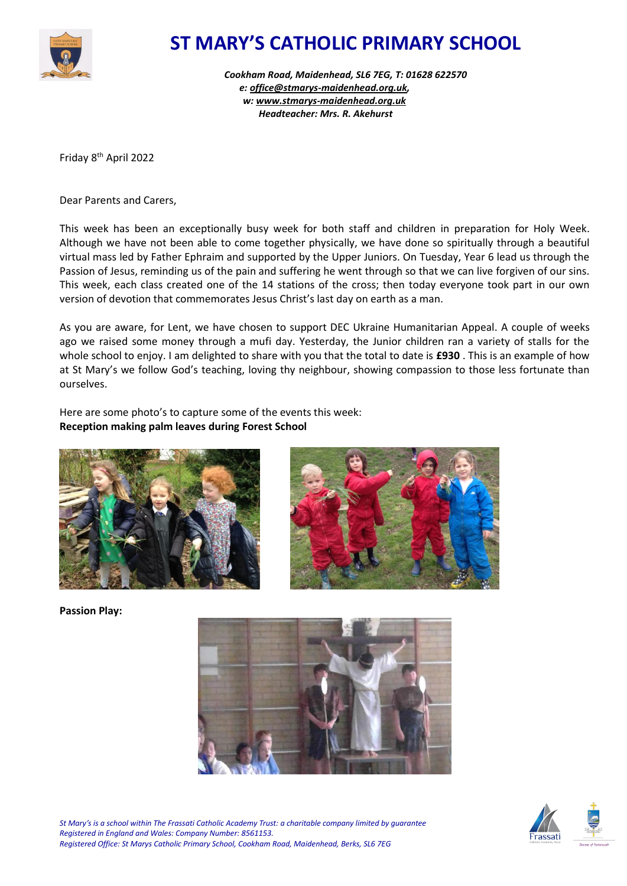# ST MARY'S CATHOLIC PRIMARY SCHOOL

*Cookham Road, Maidenhead, SL6 7EG, T: 01628 622570*
*e: office@stmarys-maidenhead.org.uk,*
*w: www.stmarys-maidenhead.org.uk*
*Headteacher: Mrs. R. Akehurst*

Friday 8th April 2022

Dear Parents and Carers,

This week has been an exceptionally busy week for both staff and children in preparation for Holy Week. Although we have not been able to come together physically, we have done so spiritually through a beautiful virtual mass led by Father Ephraim and supported by the Upper Juniors. On Tuesday, Year 6 lead us through the Passion of Jesus, reminding us of the pain and suffering he went through so that we can live forgiven of our sins. This week, each class created one of the 14 stations of the cross; then today everyone took part in our own version of devotion that commemorates Jesus Christ's last day on earth as a man.

As you are aware, for Lent, we have chosen to support DEC Ukraine Humanitarian Appeal. A couple of weeks ago we raised some money through a mufi day. Yesterday, the Junior children ran a variety of stalls for the whole school to enjoy. I am delighted to share with you that the total to date is **£930** . This is an example of how at St Mary's we follow God's teaching, loving thy neighbour, showing compassion to those less fortunate than ourselves.

Here are some photo's to capture some of the events this week:

**Reception making palm leaves during Forest School**

**Passion Play:**

*St Mary's is a school within The Frassati Catholic Academy Trust: a charitable company limited by guarantee*
*Registered in England and Wales: Company Number: 8561153.*
*Registered Office: St Marys Catholic Primary School, Cookham Road, Maidenhead, Berks, SL6 7EG*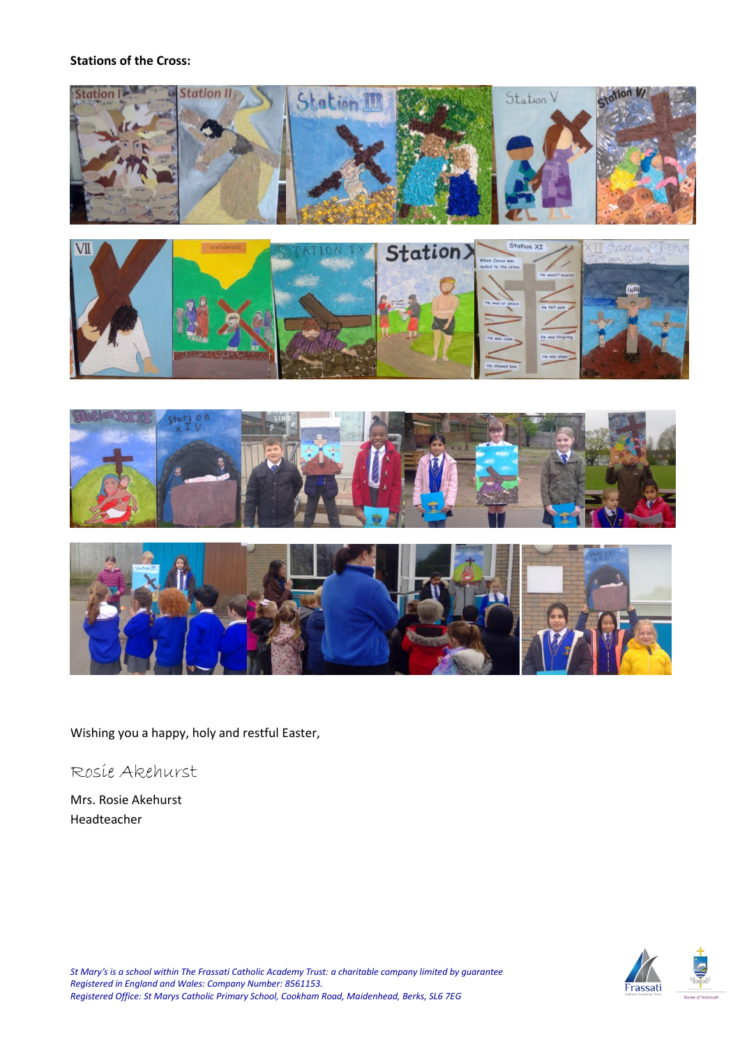**Stations of the Cross:**

Wishing you a happy, holy and restful Easter,

Rosie Akehurst

Mrs. Rosie Akehurst
Headteacher

*St Mary's is a school within The Frassati Catholic Academy Trust: a charitable company limited by guarantee*
*Registered in England and Wales: Company Number: 8561153.*
*Registered Office: St Marys Catholic Primary School, Cookham Road, Maidenhead, Berks, SL6 7EG*